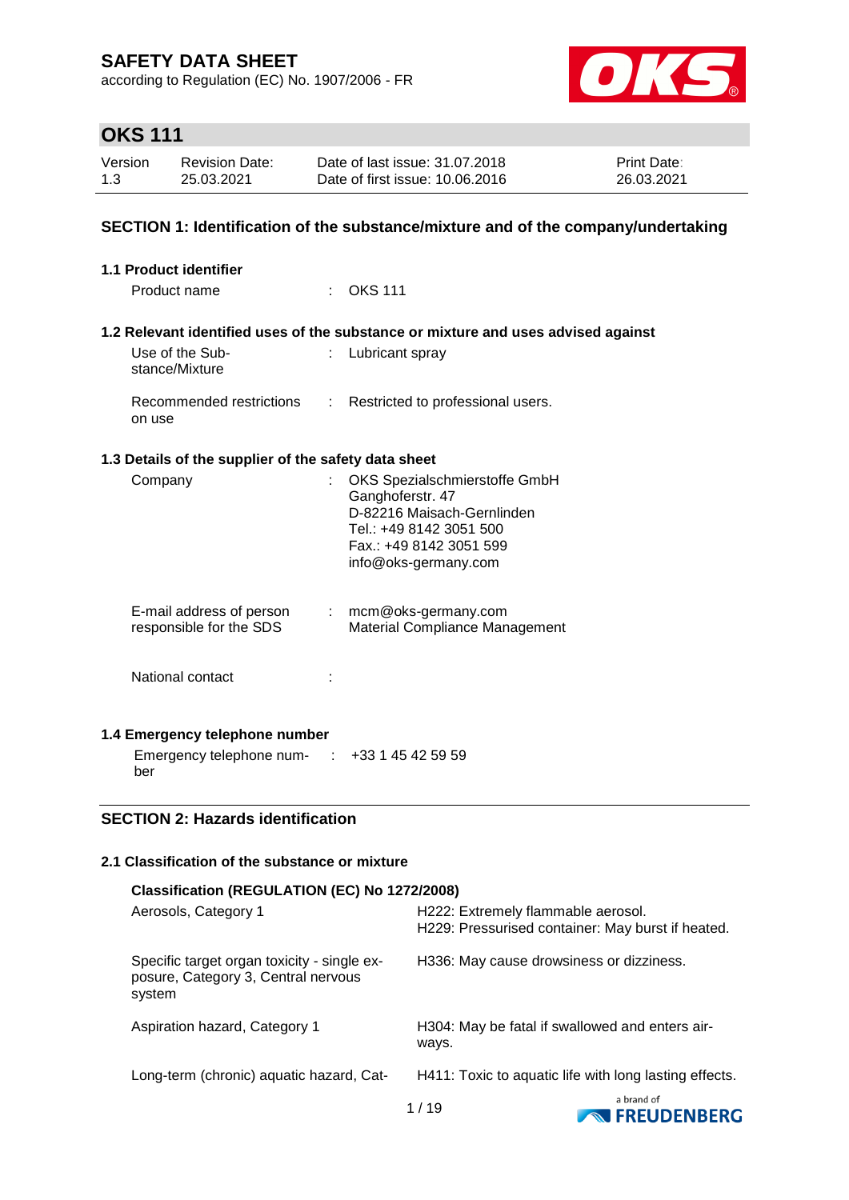# SAFETY DATA SHEET

according to Regulation (EC) No. 1907/2006 - FR

## OKS 111

| Version | Revision Date: | Date of last issue: 31.07.2018 | Print Date: |
|---|---|---|---|
| 1.3 | 25.03.2021 | Date of first issue: 10.06.2016 | 26.03.2021 |

## SECTION 1: Identification of the substance/mixture and of the company/undertaking

### 1.1 Product identifier

Product name : OKS 111

### 1.2 Relevant identified uses of the substance or mixture and uses advised against

Use of the Substance/Mixture : Lubricant spray

Recommended restrictions on use : Restricted to professional users.

### 1.3 Details of the supplier of the safety data sheet

Company : OKS Spezialschmierstoffe GmbH
Ganghoferstr. 47
D-82216 Maisach-Gernlinden
Tel.: +49 8142 3051 500
Fax.: +49 8142 3051 599
info@oks-germany.com

E-mail address of person responsible for the SDS : mcm@oks-germany.com
Material Compliance Management

National contact :

### 1.4 Emergency telephone number

Emergency telephone number : +33 1 45 42 59 59

## SECTION 2: Hazards identification

### 2.1 Classification of the substance or mixture

**Classification (REGULATION (EC) No 1272/2008)**

| | |
|---|---|
| Aerosols, Category 1 | H222: Extremely flammable aerosol.<br>H229: Pressurised container: May burst if heated. |
| Specific target organ toxicity - single exposure, Category 3, Central nervous system | H336: May cause drowsiness or dizziness. |
| Aspiration hazard, Category 1 | H304: May be fatal if swallowed and enters airways. |
| Long-term (chronic) aquatic hazard, Cat- | H411: Toxic to aquatic life with long lasting effects. |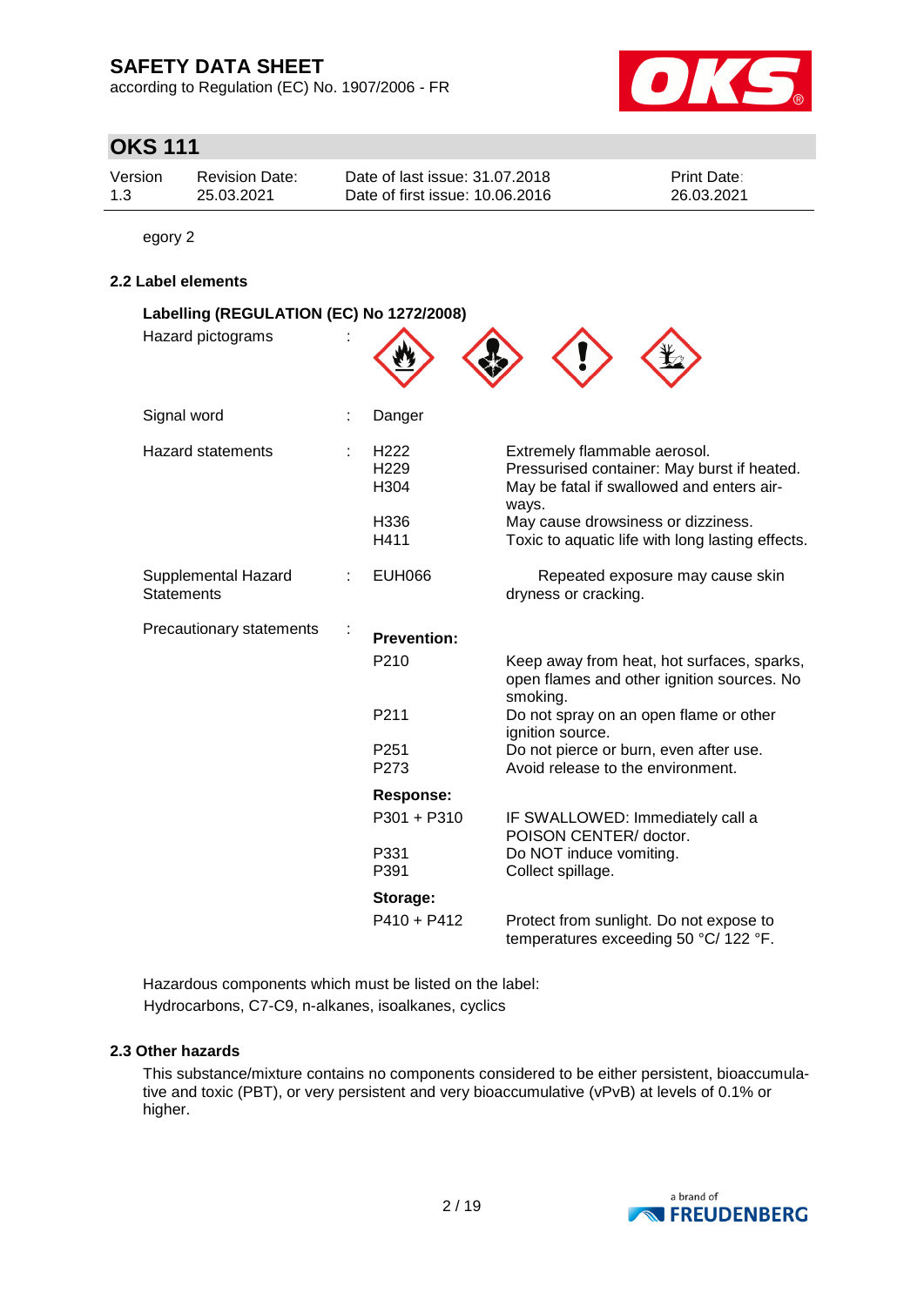egory 2

### 2.2 Label elements

**Labelling (REGULATION (EC) No 1272/2008)**

| | | | |
|---|---|---|---|
| Hazard pictograms | : | | |
| Signal word | : | Danger | |
| Hazard statements | : | H222 | Extremely flammable aerosol. |
| | | H229 | Pressurised container: May burst if heated. |
| | | H304 | May be fatal if swallowed and enters airways. |
| | | H336 | May cause drowsiness or dizziness. |
| | | H411 | Toxic to aquatic life with long lasting effects. |
| Supplemental Hazard Statements | : | EUH066 | Repeated exposure may cause skin dryness or cracking. |
| Precautionary statements | : | **Prevention:** | |
| | | P210 | Keep away from heat, hot surfaces, sparks, open flames and other ignition sources. No smoking. |
| | | P211 | Do not spray on an open flame or other ignition source. |
| | | P251 | Do not pierce or burn, even after use. |
| | | P273 | Avoid release to the environment. |
| | | **Response:** | |
| | | P301 + P310 | IF SWALLOWED: Immediately call a POISON CENTER/ doctor. |
| | | P331 | Do NOT induce vomiting. |
| | | P391 | Collect spillage. |
| | | **Storage:** | |
| | | P410 + P412 | Protect from sunlight. Do not expose to temperatures exceeding 50 °C/ 122 °F. |

Hazardous components which must be listed on the label:
Hydrocarbons, C7-C9, n-alkanes, isoalkanes, cyclics

### 2.3 Other hazards

This substance/mixture contains no components considered to be either persistent, bioaccumulative and toxic (PBT), or very persistent and very bioaccumulative (vPvB) at levels of 0.1% or higher.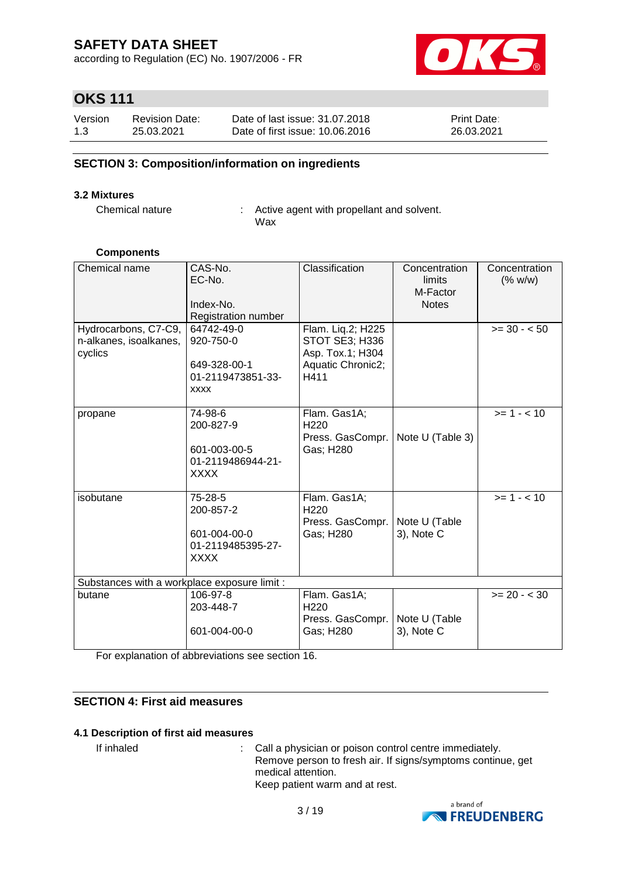## SECTION 3: Composition/information on ingredients

### 3.2 Mixtures

Chemical nature : Active agent with propellant and solvent. Wax

**Components**

| Chemical name | CAS-No.<br>EC-No.<br><br>Index-No.<br>Registration number | Classification | Concentration limits<br>M-Factor<br>Notes | Concentration (% w/w) |
|---|---|---|---|---|
| Hydrocarbons, C7-C9, n-alkanes, isoalkanes, cyclics | 64742-49-0<br>920-750-0<br><br>649-328-00-1<br>01-2119473851-33-xxxx | Flam. Liq.2; H225<br>STOT SE3; H336<br>Asp. Tox.1; H304<br>Aquatic Chronic2; H411 | | >= 30 - < 50 |
| propane | 74-98-6<br>200-827-9<br><br>601-003-00-5<br>01-2119486944-21-XXXX | Flam. Gas1A; H220<br>Press. GasCompr. Gas; H280 | Note U (Table 3) | >= 1 - < 10 |
| isobutane | 75-28-5<br>200-857-2<br><br>601-004-00-0<br>01-2119485395-27-XXXX | Flam. Gas1A; H220<br>Press. GasCompr. Gas; H280 | Note U (Table 3), Note C | >= 1 - < 10 |
| Substances with a workplace exposure limit : | | | | |
| butane | 106-97-8<br>203-448-7<br><br>601-004-00-0 | Flam. Gas1A; H220<br>Press. GasCompr. Gas; H280 | Note U (Table 3), Note C | >= 20 - < 30 |

For explanation of abbreviations see section 16.

## SECTION 4: First aid measures

### 4.1 Description of first aid measures

If inhaled : Call a physician or poison control centre immediately.
Remove person to fresh air. If signs/symptoms continue, get medical attention.
Keep patient warm and at rest.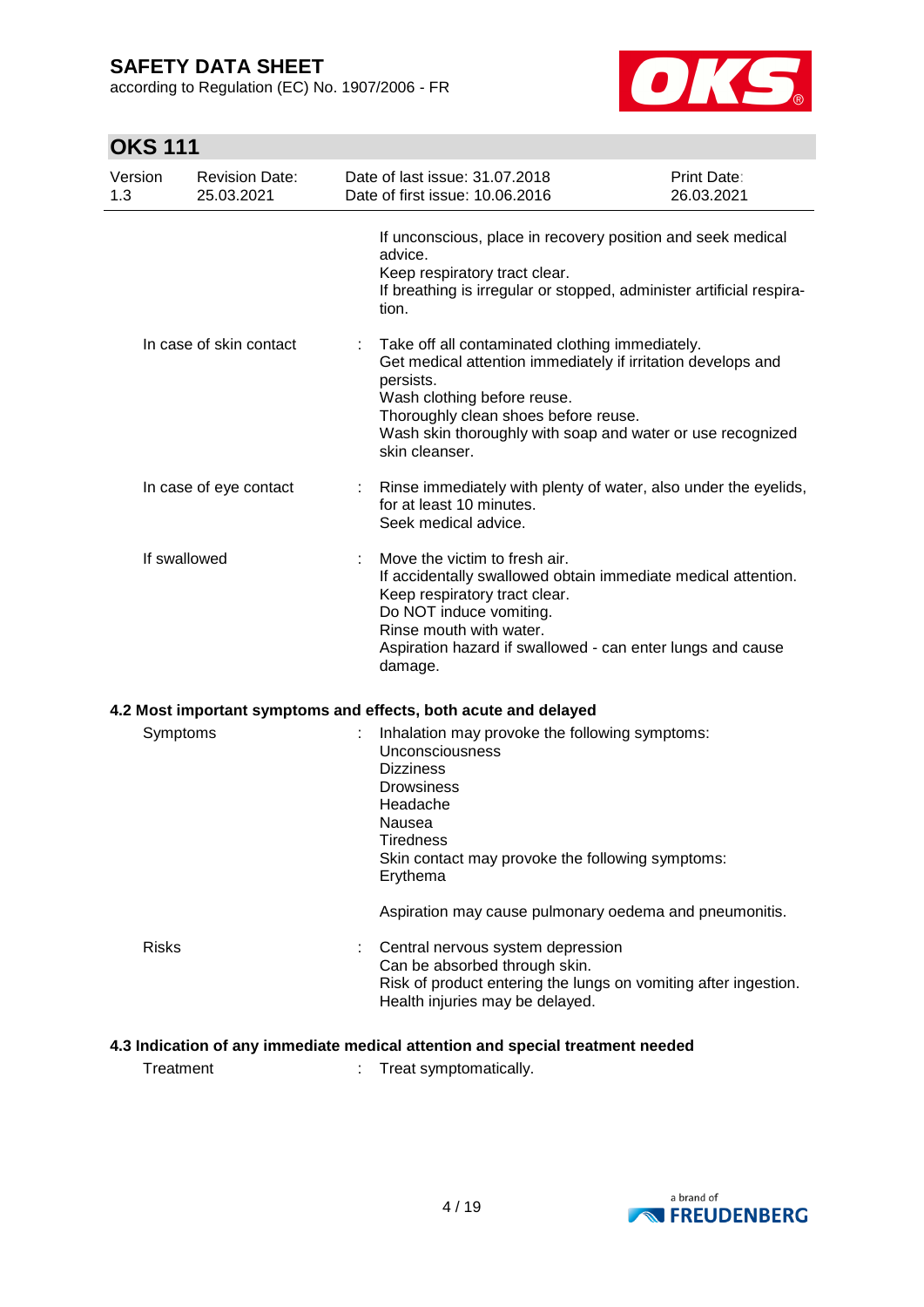If unconscious, place in recovery position and seek medical advice.
Keep respiratory tract clear.
If breathing is irregular or stopped, administer artificial respiration.

| | | |
|---|---|---|
| In case of skin contact | : | Take off all contaminated clothing immediately.<br>Get medical attention immediately if irritation develops and persists.<br>Wash clothing before reuse.<br>Thoroughly clean shoes before reuse.<br>Wash skin thoroughly with soap and water or use recognized skin cleanser. |
| In case of eye contact | : | Rinse immediately with plenty of water, also under the eyelids, for at least 10 minutes.<br>Seek medical advice. |
| If swallowed | : | Move the victim to fresh air.<br>If accidentally swallowed obtain immediate medical attention.<br>Keep respiratory tract clear.<br>Do NOT induce vomiting.<br>Rinse mouth with water.<br>Aspiration hazard if swallowed - can enter lungs and cause damage. |

### 4.2 Most important symptoms and effects, both acute and delayed

| | | |
|---|---|---|
| Symptoms | : | Inhalation may provoke the following symptoms:<br>Unconsciousness<br>Dizziness<br>Drowsiness<br>Headache<br>Nausea<br>Tiredness<br>Skin contact may provoke the following symptoms:<br>Erythema<br><br>Aspiration may cause pulmonary oedema and pneumonitis. |
| Risks | : | Central nervous system depression<br>Can be absorbed through skin.<br>Risk of product entering the lungs on vomiting after ingestion.<br>Health injuries may be delayed. |

### 4.3 Indication of any immediate medical attention and special treatment needed

| | | |
|---|---|---|
| Treatment | : | Treat symptomatically. |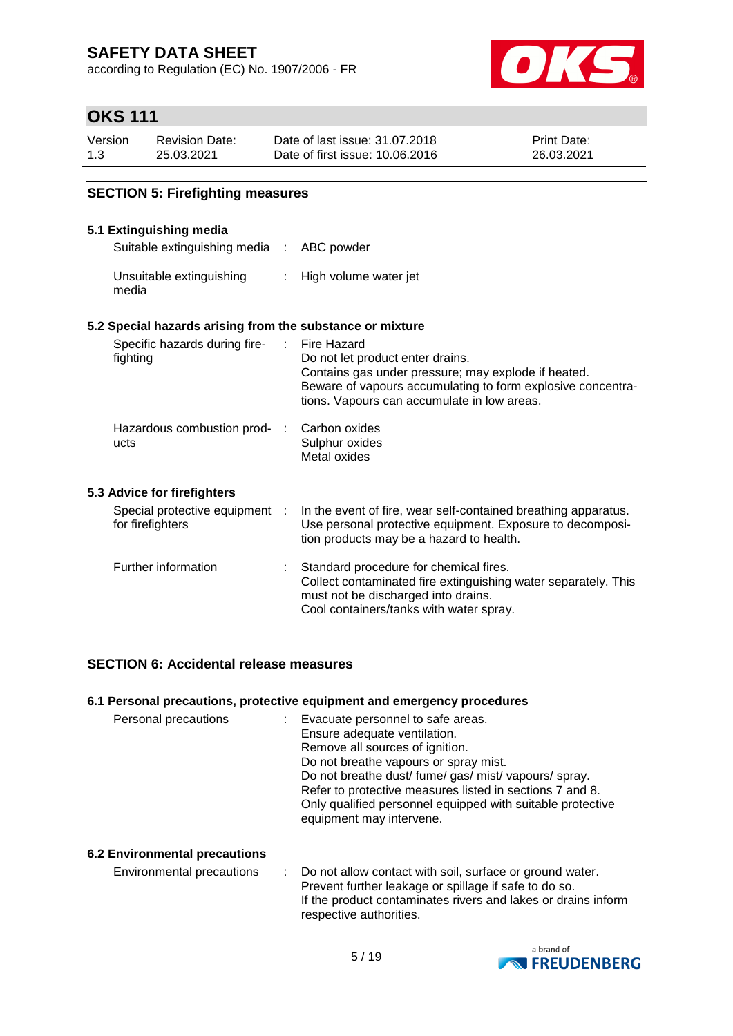## SECTION 5: Firefighting measures

### 5.1 Extinguishing media

| | | |
|---|---|---|
| Suitable extinguishing media | : | ABC powder |
| Unsuitable extinguishing media | : | High volume water jet |

### 5.2 Special hazards arising from the substance or mixture

| | | |
|---|---|---|
| Specific hazards during fire-fighting | : | Fire Hazard<br>Do not let product enter drains.<br>Contains gas under pressure; may explode if heated.<br>Beware of vapours accumulating to form explosive concentrations. Vapours can accumulate in low areas. |
| Hazardous combustion products | : | Carbon oxides<br>Sulphur oxides<br>Metal oxides |

### 5.3 Advice for firefighters

| | | |
|---|---|---|
| Special protective equipment for firefighters | : | In the event of fire, wear self-contained breathing apparatus. Use personal protective equipment. Exposure to decomposition products may be a hazard to health. |
| Further information | : | Standard procedure for chemical fires.<br>Collect contaminated fire extinguishing water separately. This must not be discharged into drains.<br>Cool containers/tanks with water spray. |

## SECTION 6: Accidental release measures

### 6.1 Personal precautions, protective equipment and emergency procedures

| | | |
|---|---|---|
| Personal precautions | : | Evacuate personnel to safe areas.<br>Ensure adequate ventilation.<br>Remove all sources of ignition.<br>Do not breathe vapours or spray mist.<br>Do not breathe dust/ fume/ gas/ mist/ vapours/ spray.<br>Refer to protective measures listed in sections 7 and 8.<br>Only qualified personnel equipped with suitable protective equipment may intervene. |

### 6.2 Environmental precautions

| | | |
|---|---|---|
| Environmental precautions | : | Do not allow contact with soil, surface or ground water.<br>Prevent further leakage or spillage if safe to do so.<br>If the product contaminates rivers and lakes or drains inform respective authorities. |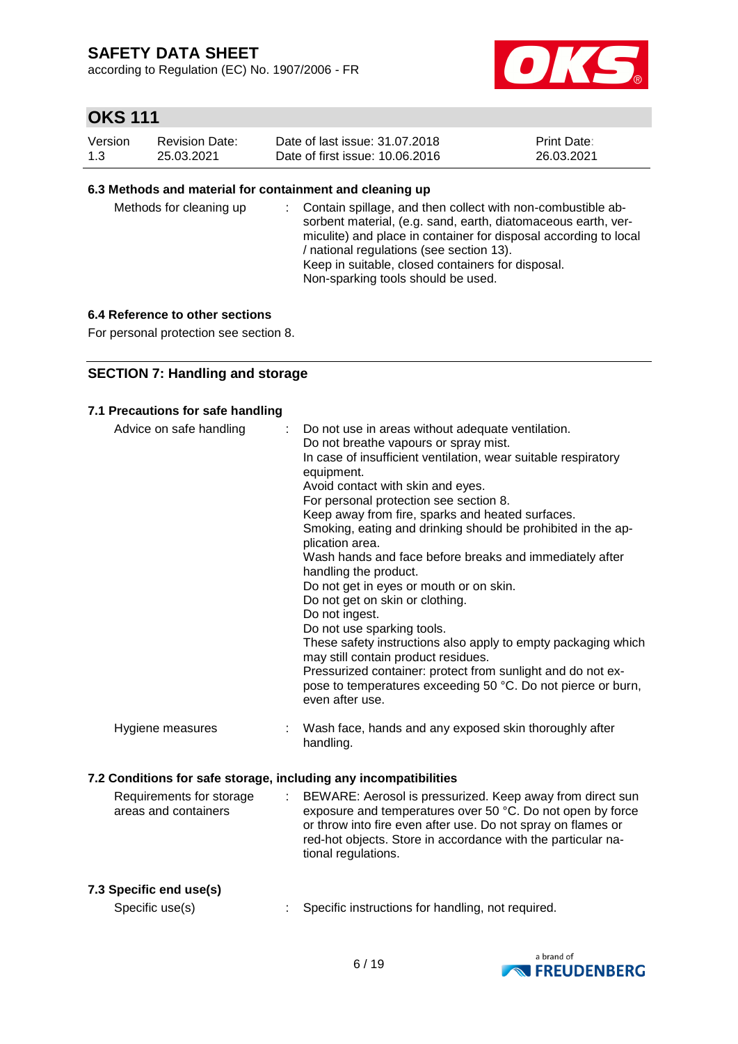### 6.3 Methods and material for containment and cleaning up

| | | |
|---|---|---|
| Methods for cleaning up | : | Contain spillage, and then collect with non-combustible absorbent material, (e.g. sand, earth, diatomaceous earth, vermiculite) and place in container for disposal according to local / national regulations (see section 13).<br>Keep in suitable, closed containers for disposal.<br>Non-sparking tools should be used. |

### 6.4 Reference to other sections

For personal protection see section 8.

## SECTION 7: Handling and storage

### 7.1 Precautions for safe handling

| | | |
|---|---|---|
| Advice on safe handling | : | Do not use in areas without adequate ventilation.<br>Do not breathe vapours or spray mist.<br>In case of insufficient ventilation, wear suitable respiratory equipment.<br>Avoid contact with skin and eyes.<br>For personal protection see section 8.<br>Keep away from fire, sparks and heated surfaces.<br>Smoking, eating and drinking should be prohibited in the application area.<br>Wash hands and face before breaks and immediately after handling the product.<br>Do not get in eyes or mouth or on skin.<br>Do not get on skin or clothing.<br>Do not ingest.<br>Do not use sparking tools.<br>These safety instructions also apply to empty packaging which may still contain product residues.<br>Pressurized container: protect from sunlight and do not expose to temperatures exceeding 50 °C. Do not pierce or burn, even after use. |
| Hygiene measures | : | Wash face, hands and any exposed skin thoroughly after handling. |

### 7.2 Conditions for safe storage, including any incompatibilities

| | | |
|---|---|---|
| Requirements for storage areas and containers | : | BEWARE: Aerosol is pressurized. Keep away from direct sun exposure and temperatures over 50 °C. Do not open by force or throw into fire even after use. Do not spray on flames or red-hot objects. Store in accordance with the particular national regulations. |

### 7.3 Specific end use(s)

| | | |
|---|---|---|
| Specific use(s) | : | Specific instructions for handling, not required. |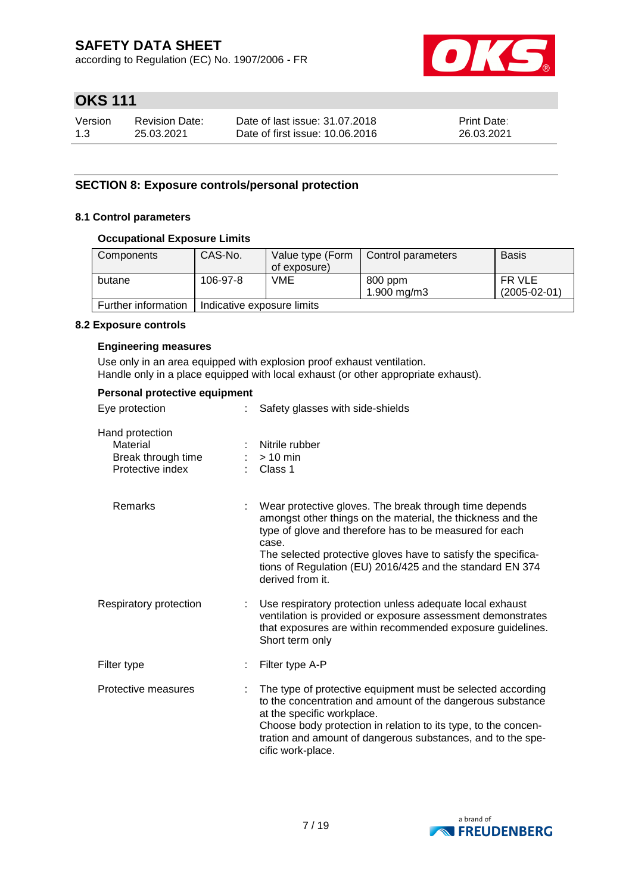## SECTION 8: Exposure controls/personal protection

### 8.1 Control parameters

**Occupational Exposure Limits**

| Components | CAS-No. | Value type (Form of exposure) | Control parameters | Basis |
|---|---|---|---|---|
| butane | 106-97-8 | VME | 800 ppm<br>1.900 mg/m3 | FR VLE<br>(2005-02-01) |
| Further information | Indicative exposure limits | | | |

### 8.2 Exposure controls

**Engineering measures**

Use only in an area equipped with explosion proof exhaust ventilation.
Handle only in a place equipped with local exhaust (or other appropriate exhaust).

**Personal protective equipment**

Eye protection : Safety glasses with side-shields

Hand protection
- Material : Nitrile rubber
- Break through time : > 10 min
- Protective index : Class 1

- Remarks : Wear protective gloves. The break through time depends amongst other things on the material, the thickness and the type of glove and therefore has to be measured for each case.
The selected protective gloves have to satisfy the specifications of Regulation (EU) 2016/425 and the standard EN 374 derived from it.

Respiratory protection : Use respiratory protection unless adequate local exhaust ventilation is provided or exposure assessment demonstrates that exposures are within recommended exposure guidelines.
Short term only

Filter type : Filter type A-P

Protective measures : The type of protective equipment must be selected according to the concentration and amount of the dangerous substance at the specific workplace.
Choose body protection in relation to its type, to the concentration and amount of dangerous substances, and to the specific work-place.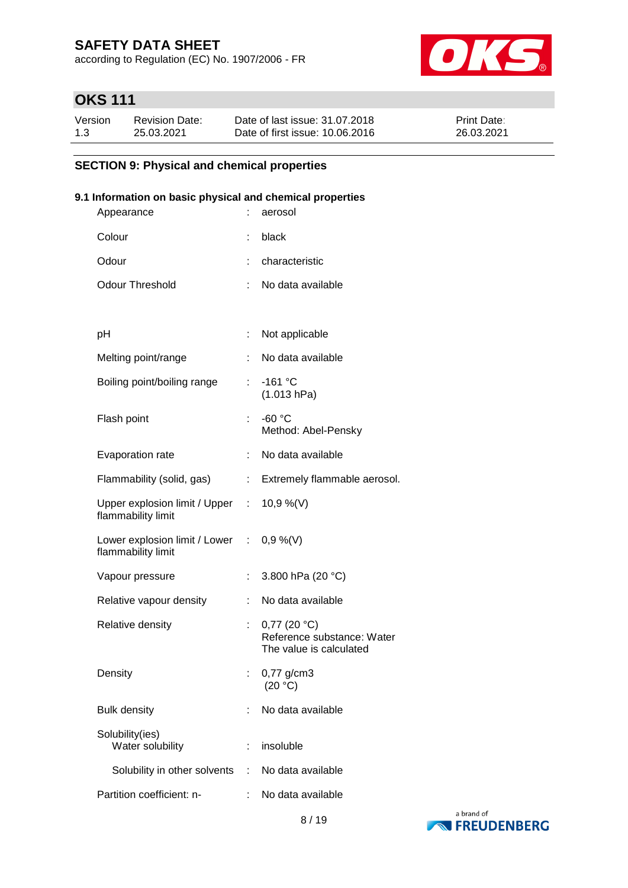## SECTION 9: Physical and chemical properties

### 9.1 Information on basic physical and chemical properties

| | | |
|---|---|---|
| Appearance | : | aerosol |
| Colour | : | black |
| Odour | : | characteristic |
| Odour Threshold | : | No data available |
| pH | : | Not applicable |
| Melting point/range | : | No data available |
| Boiling point/boiling range | : | -161 °C<br>(1.013 hPa) |
| Flash point | : | -60 °C<br>Method: Abel-Pensky |
| Evaporation rate | : | No data available |
| Flammability (solid, gas) | : | Extremely flammable aerosol. |
| Upper explosion limit / Upper flammability limit | : | 10,9 %(V) |
| Lower explosion limit / Lower flammability limit | : | 0,9 %(V) |
| Vapour pressure | : | 3.800 hPa (20 °C) |
| Relative vapour density | : | No data available |
| Relative density | : | 0,77 (20 °C)<br>Reference substance: Water<br>The value is calculated |
| Density | : | 0,77 g/cm3<br>(20 °C) |
| Bulk density | : | No data available |
| Solubility(ies)<br>Water solubility | : | insoluble |
| Solubility in other solvents | : | No data available |
| Partition coefficient: n- | : | No data available |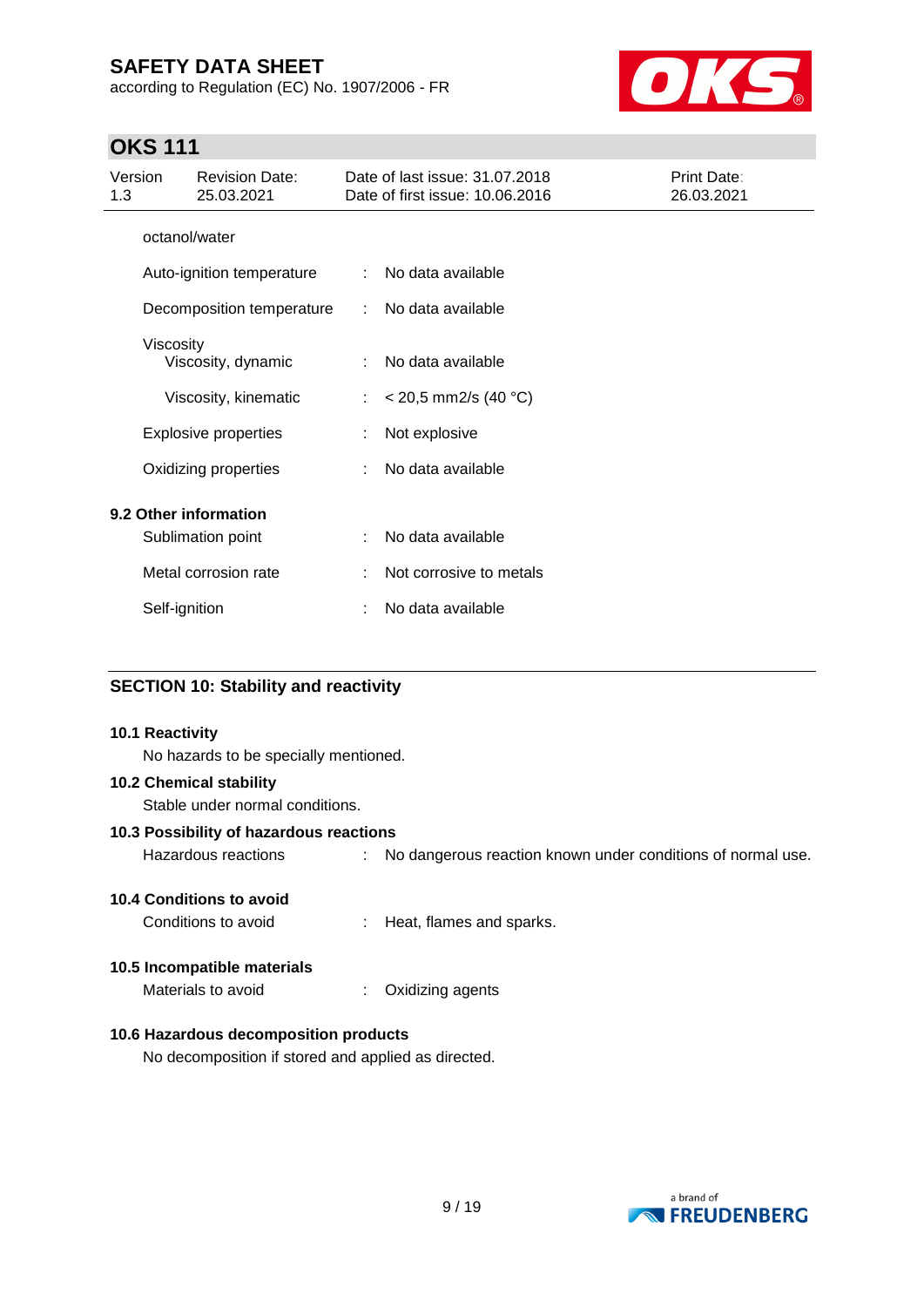octanol/water

| | | |
|---|---|---|
| Auto-ignition temperature | : | No data available |
| Decomposition temperature | : | No data available |
| Viscosity | | |
| Viscosity, dynamic | : | No data available |
| Viscosity, kinematic | : | < 20,5 mm2/s (40 °C) |
| Explosive properties | : | Not explosive |
| Oxidizing properties | : | No data available |

**9.2 Other information**

| | | |
|---|---|---|
| Sublimation point | : | No data available |
| Metal corrosion rate | : | Not corrosive to metals |
| Self-ignition | : | No data available |

## SECTION 10: Stability and reactivity

**10.1 Reactivity**

No hazards to be specially mentioned.

**10.2 Chemical stability**

Stable under normal conditions.

**10.3 Possibility of hazardous reactions**

Hazardous reactions : No dangerous reaction known under conditions of normal use.

**10.4 Conditions to avoid**

Conditions to avoid : Heat, flames and sparks.

**10.5 Incompatible materials**

Materials to avoid : Oxidizing agents

**10.6 Hazardous decomposition products**

No decomposition if stored and applied as directed.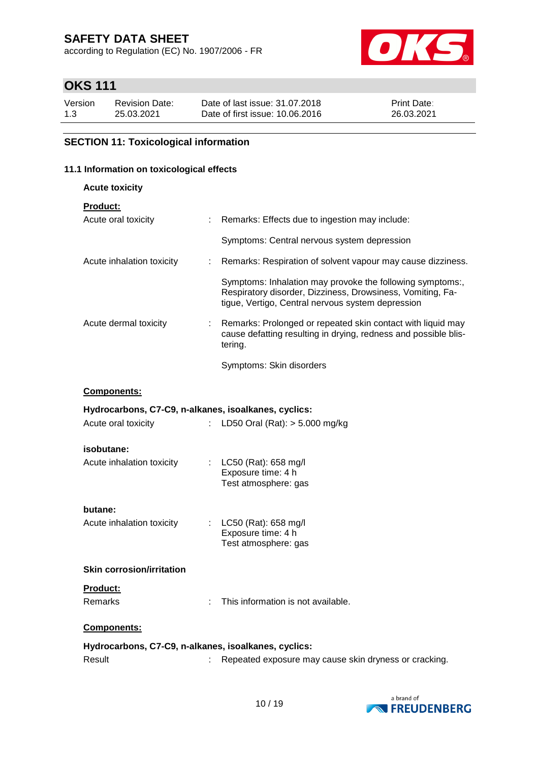## SECTION 11: Toxicological information

### 11.1 Information on toxicological effects

**Acute toxicity**

**Product:**

Acute oral toxicity : Remarks: Effects due to ingestion may include:

Symptoms: Central nervous system depression

Acute inhalation toxicity : Remarks: Respiration of solvent vapour may cause dizziness.

Symptoms: Inhalation may provoke the following symptoms:, Respiratory disorder, Dizziness, Drowsiness, Vomiting, Fatigue, Vertigo, Central nervous system depression

Acute dermal toxicity : Remarks: Prolonged or repeated skin contact with liquid may cause defatting resulting in drying, redness and possible blistering.

Symptoms: Skin disorders

**Components:**

**Hydrocarbons, C7-C9, n-alkanes, isoalkanes, cyclics:**

Acute oral toxicity : LD50 Oral (Rat): > 5.000 mg/kg

**isobutane:**

Acute inhalation toxicity : LC50 (Rat): 658 mg/l
Exposure time: 4 h
Test atmosphere: gas

**butane:**

Acute inhalation toxicity : LC50 (Rat): 658 mg/l
Exposure time: 4 h
Test atmosphere: gas

**Skin corrosion/irritation**

**Product:**

Remarks : This information is not available.

**Components:**

**Hydrocarbons, C7-C9, n-alkanes, isoalkanes, cyclics:**

Result : Repeated exposure may cause skin dryness or cracking.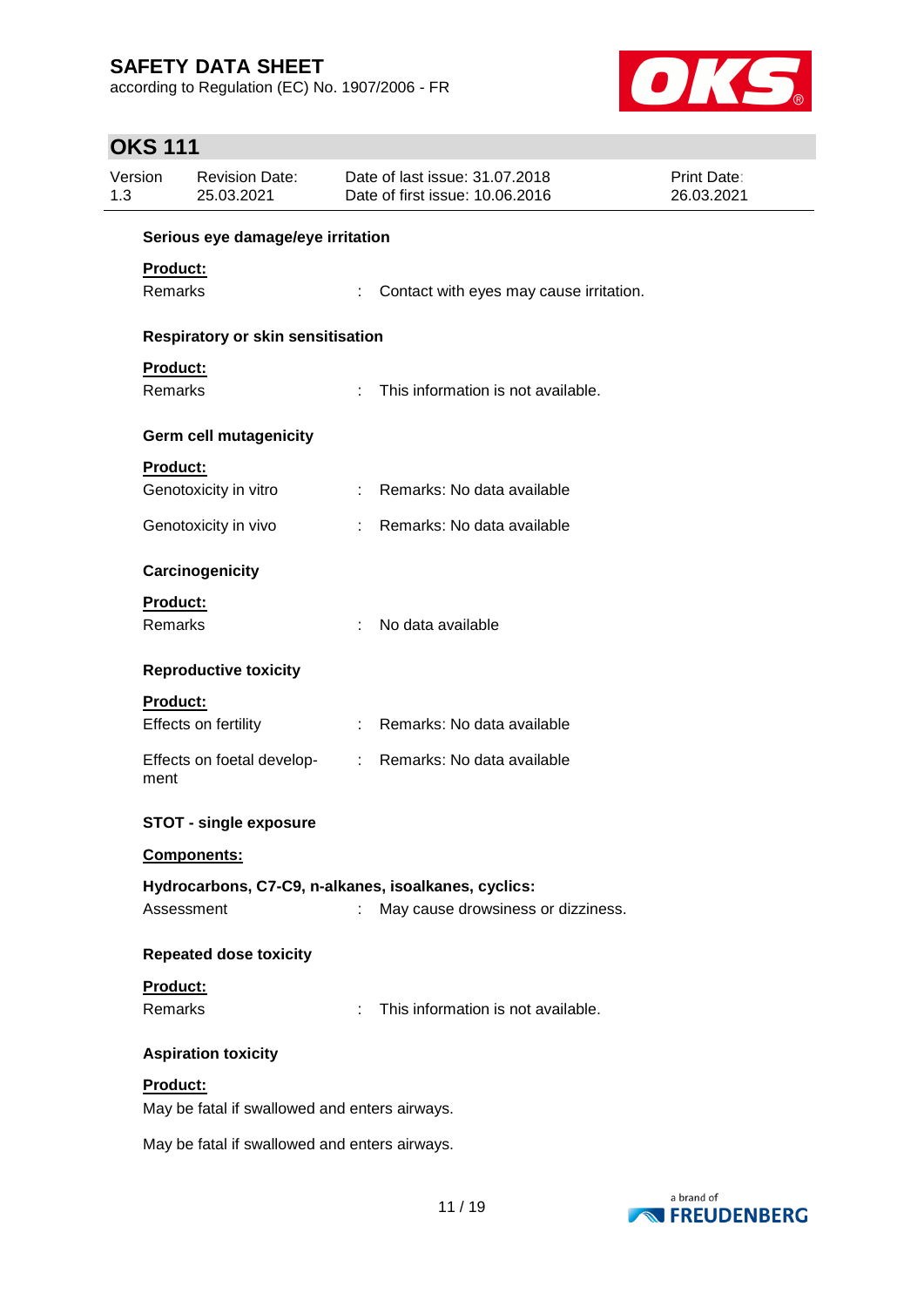**Serious eye damage/eye irritation**

**Product:**

Remarks : Contact with eyes may cause irritation.

**Respiratory or skin sensitisation**

**Product:**

Remarks : This information is not available.

**Germ cell mutagenicity**

**Product:**

Genotoxicity in vitro : Remarks: No data available

Genotoxicity in vivo : Remarks: No data available

**Carcinogenicity**

**Product:**

Remarks : No data available

**Reproductive toxicity**

**Product:**

Effects on fertility : Remarks: No data available

Effects on foetal development : Remarks: No data available

**STOT - single exposure**

**Components:**

**Hydrocarbons, C7-C9, n-alkanes, isoalkanes, cyclics:**

Assessment : May cause drowsiness or dizziness.

**Repeated dose toxicity**

**Product:**

Remarks : This information is not available.

**Aspiration toxicity**

**Product:**

May be fatal if swallowed and enters airways.

May be fatal if swallowed and enters airways.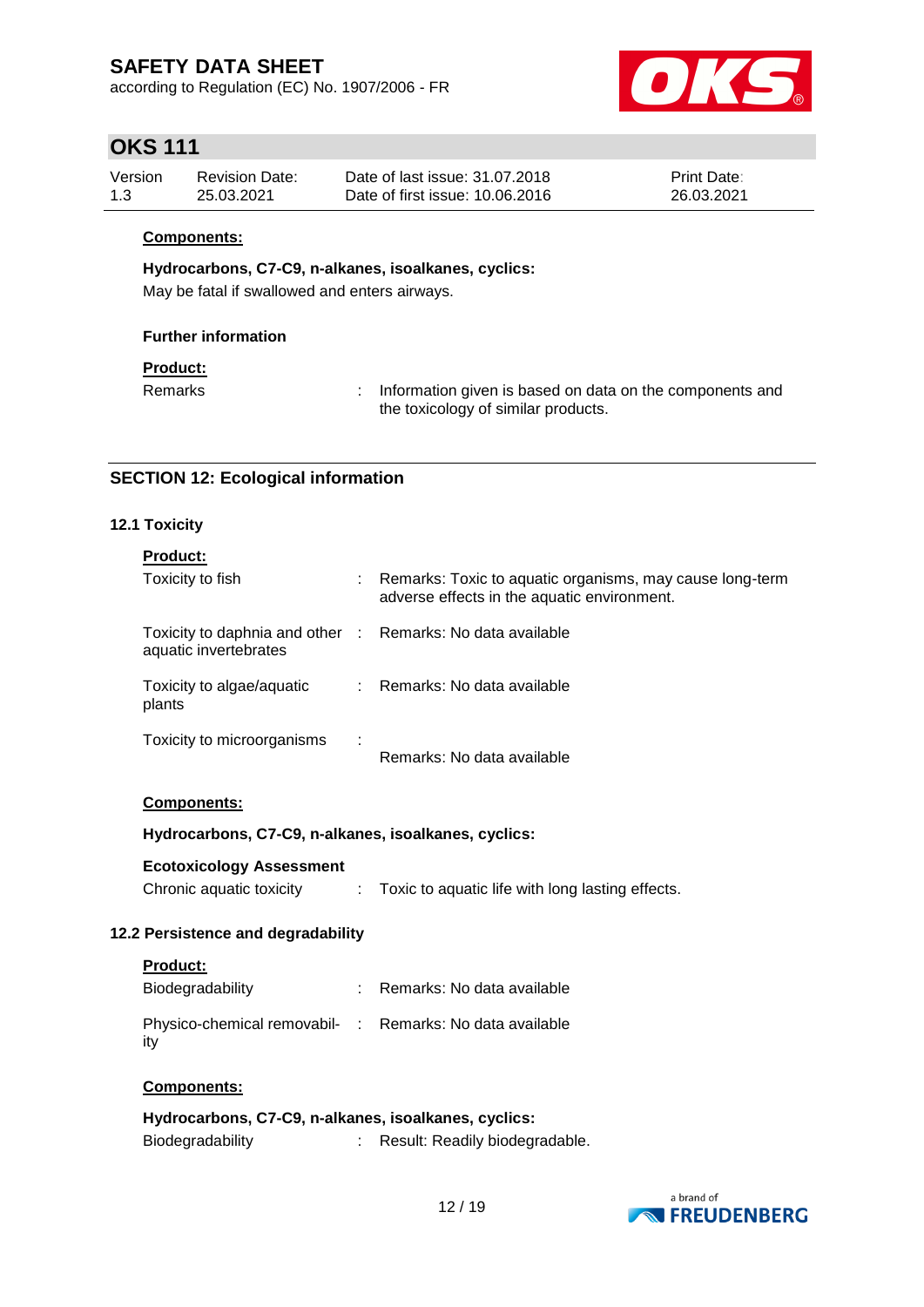**Components:**

**Hydrocarbons, C7-C9, n-alkanes, isoalkanes, cyclics:**

May be fatal if swallowed and enters airways.

**Further information**

**Product:**

| | | |
|---|---|---|
| Remarks | : | Information given is based on data on the components and the toxicology of similar products. |

## SECTION 12: Ecological information

### 12.1 Toxicity

**Product:**

| | | |
|---|---|---|
| Toxicity to fish | : | Remarks: Toxic to aquatic organisms, may cause long-term adverse effects in the aquatic environment. |
| Toxicity to daphnia and other aquatic invertebrates | : | Remarks: No data available |
| Toxicity to algae/aquatic plants | : | Remarks: No data available |
| Toxicity to microorganisms | : | Remarks: No data available |

**Components:**

**Hydrocarbons, C7-C9, n-alkanes, isoalkanes, cyclics:**

**Ecotoxicology Assessment**

| | | |
|---|---|---|
| Chronic aquatic toxicity | : | Toxic to aquatic life with long lasting effects. |

### 12.2 Persistence and degradability

**Product:**

| | | |
|---|---|---|
| Biodegradability | : | Remarks: No data available |
| Physico-chemical removability | : | Remarks: No data available |

**Components:**

**Hydrocarbons, C7-C9, n-alkanes, isoalkanes, cyclics:**

| | | |
|---|---|---|
| Biodegradability | : | Result: Readily biodegradable. |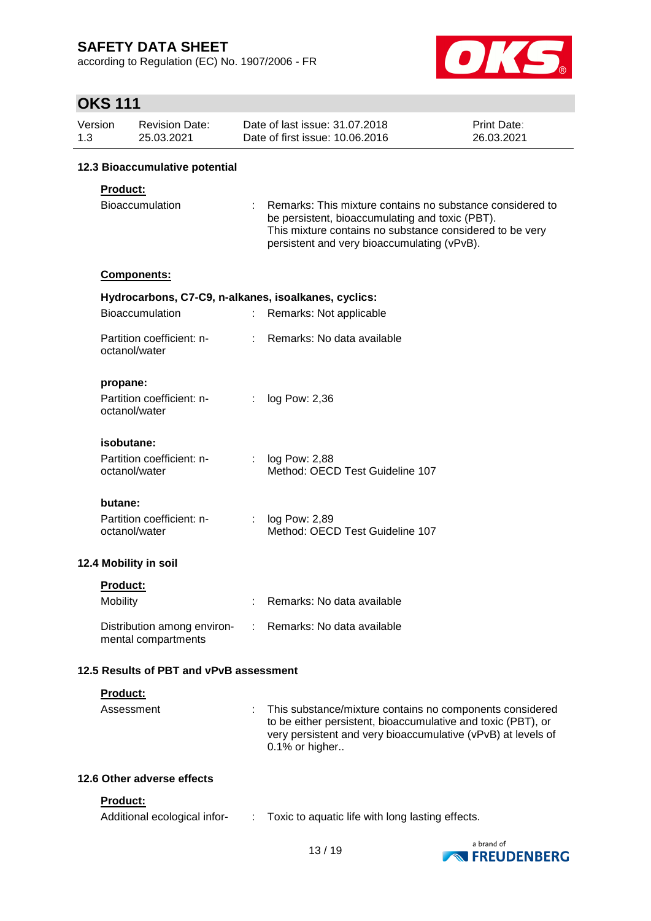### 12.3 Bioaccumulative potential

**Product:**

Bioaccumulation : Remarks: This mixture contains no substance considered to be persistent, bioaccumulating and toxic (PBT). This mixture contains no substance considered to be very persistent and very bioaccumulating (vPvB).

**Components:**

**Hydrocarbons, C7-C9, n-alkanes, isoalkanes, cyclics:**

Bioaccumulation : Remarks: Not applicable

Partition coefficient: n-octanol/water : Remarks: No data available

**propane:**

Partition coefficient: n-octanol/water : log Pow: 2,36

**isobutane:**

Partition coefficient: n-octanol/water : log Pow: 2,88
Method: OECD Test Guideline 107

**butane:**

Partition coefficient: n-octanol/water : log Pow: 2,89
Method: OECD Test Guideline 107

### 12.4 Mobility in soil

**Product:**

Mobility : Remarks: No data available

Distribution among environmental compartments : Remarks: No data available

### 12.5 Results of PBT and vPvB assessment

**Product:**

Assessment : This substance/mixture contains no components considered to be either persistent, bioaccumulative and toxic (PBT), or very persistent and very bioaccumulative (vPvB) at levels of 0.1% or higher..

### 12.6 Other adverse effects

**Product:**

Additional ecological infor- : Toxic to aquatic life with long lasting effects.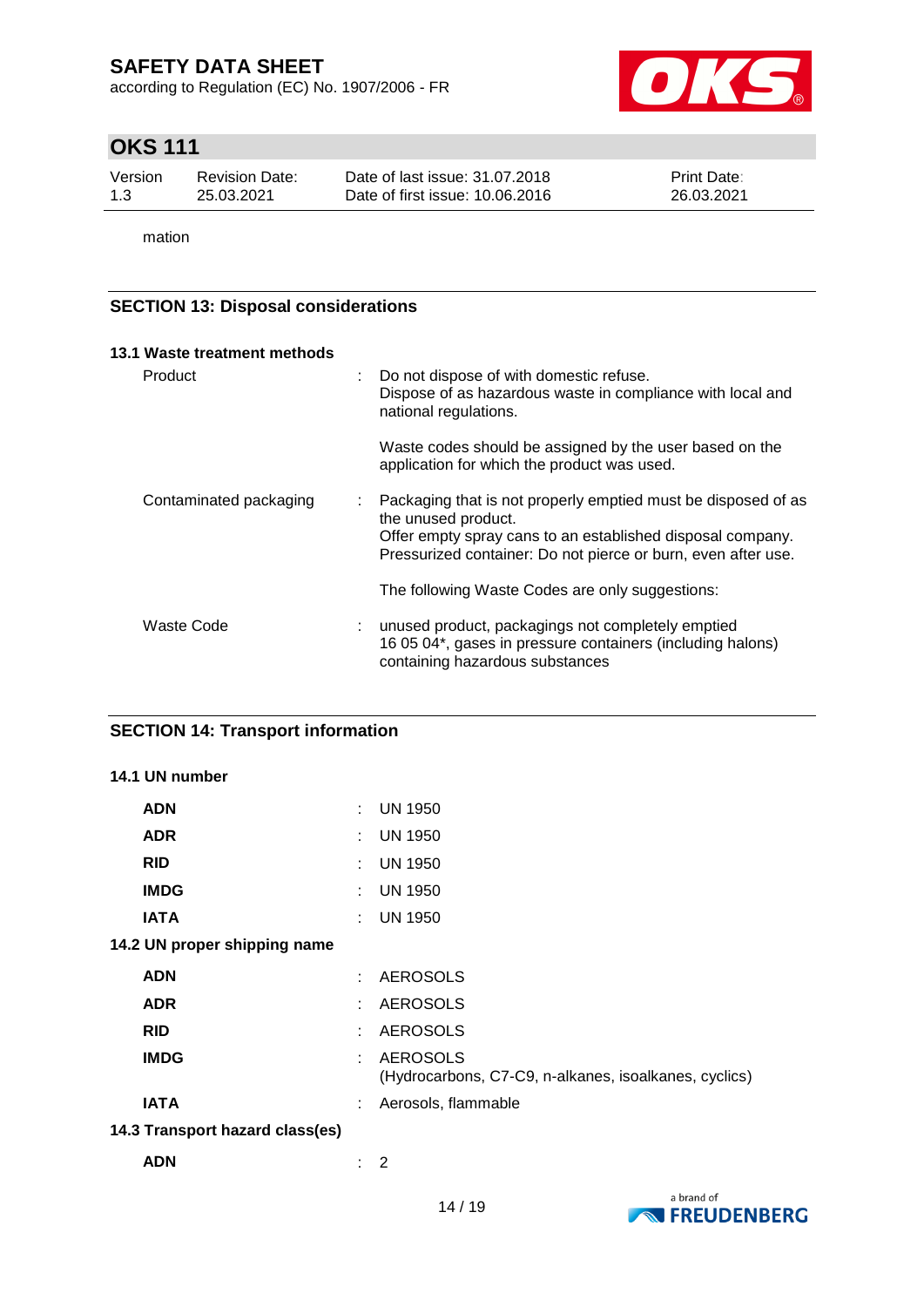mation

## SECTION 13: Disposal considerations

### 13.1 Waste treatment methods

| | | |
|---|---|---|
| Product | : | Do not dispose of with domestic refuse.<br>Dispose of as hazardous waste in compliance with local and national regulations.<br><br>Waste codes should be assigned by the user based on the application for which the product was used. |
| Contaminated packaging | : | Packaging that is not properly emptied must be disposed of as the unused product.<br>Offer empty spray cans to an established disposal company.<br>Pressurized container: Do not pierce or burn, even after use.<br><br>The following Waste Codes are only suggestions: |
| Waste Code | : | unused product, packagings not completely emptied<br>16 05 04*, gases in pressure containers (including halons) containing hazardous substances |

## SECTION 14: Transport information

### 14.1 UN number

| | | |
|---|---|---|
| **ADN** | : | UN 1950 |
| **ADR** | : | UN 1950 |
| **RID** | : | UN 1950 |
| **IMDG** | : | UN 1950 |
| **IATA** | : | UN 1950 |

### 14.2 UN proper shipping name

| | | |
|---|---|---|
| **ADN** | : | AEROSOLS |
| **ADR** | : | AEROSOLS |
| **RID** | : | AEROSOLS |
| **IMDG** | : | AEROSOLS<br>(Hydrocarbons, C7-C9, n-alkanes, isoalkanes, cyclics) |
| **IATA** | : | Aerosols, flammable |

### 14.3 Transport hazard class(es)

| | | |
|---|---|---|
| **ADN** | : | 2 |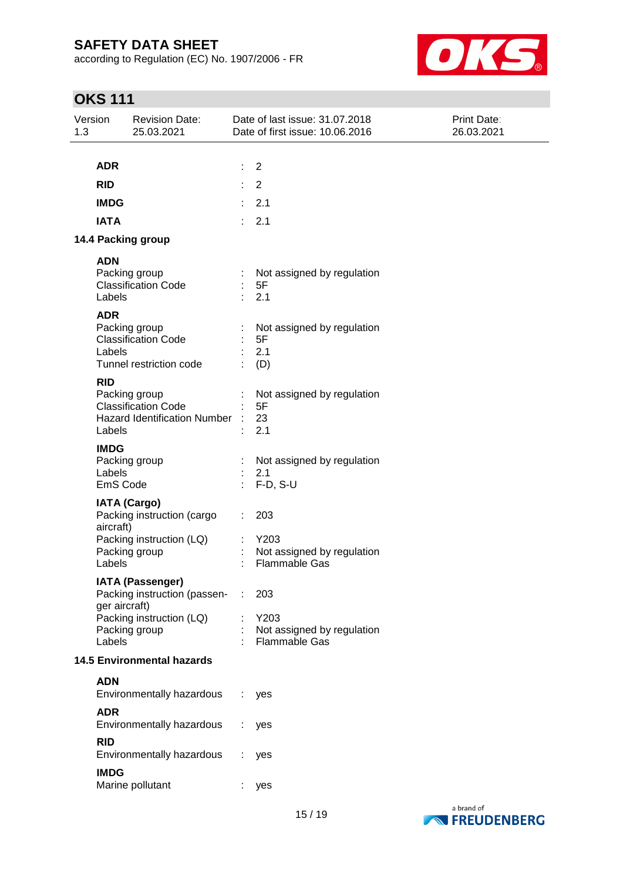| | | |
|---|---|---|
| **ADR** | : | 2 |
| **RID** | : | 2 |
| **IMDG** | : | 2.1 |
| **IATA** | : | 2.1 |

**14.4 Packing group**

**ADN**

| | | |
|---|---|---|
| Packing group | : | Not assigned by regulation |
| Classification Code | : | 5F |
| Labels | : | 2.1 |

**ADR**

| | | |
|---|---|---|
| Packing group | : | Not assigned by regulation |
| Classification Code | : | 5F |
| Labels | : | 2.1 |
| Tunnel restriction code | : | (D) |

**RID**

| | | |
|---|---|---|
| Packing group | : | Not assigned by regulation |
| Classification Code | : | 5F |
| Hazard Identification Number | : | 23 |
| Labels | : | 2.1 |

**IMDG**

| | | |
|---|---|---|
| Packing group | : | Not assigned by regulation |
| Labels | : | 2.1 |
| EmS Code | : | F-D, S-U |

**IATA (Cargo)**

| | | |
|---|---|---|
| Packing instruction (cargo aircraft) | : | 203 |
| Packing instruction (LQ) | : | Y203 |
| Packing group | : | Not assigned by regulation |
| Labels | : | Flammable Gas |

**IATA (Passenger)**

| | | |
|---|---|---|
| Packing instruction (passenger aircraft) | : | 203 |
| Packing instruction (LQ) | : | Y203 |
| Packing group | : | Not assigned by regulation |
| Labels | : | Flammable Gas |

**14.5 Environmental hazards**

**ADN**

Environmentally hazardous : yes

**ADR**

Environmentally hazardous : yes

**RID**

Environmentally hazardous : yes

**IMDG**

Marine pollutant : yes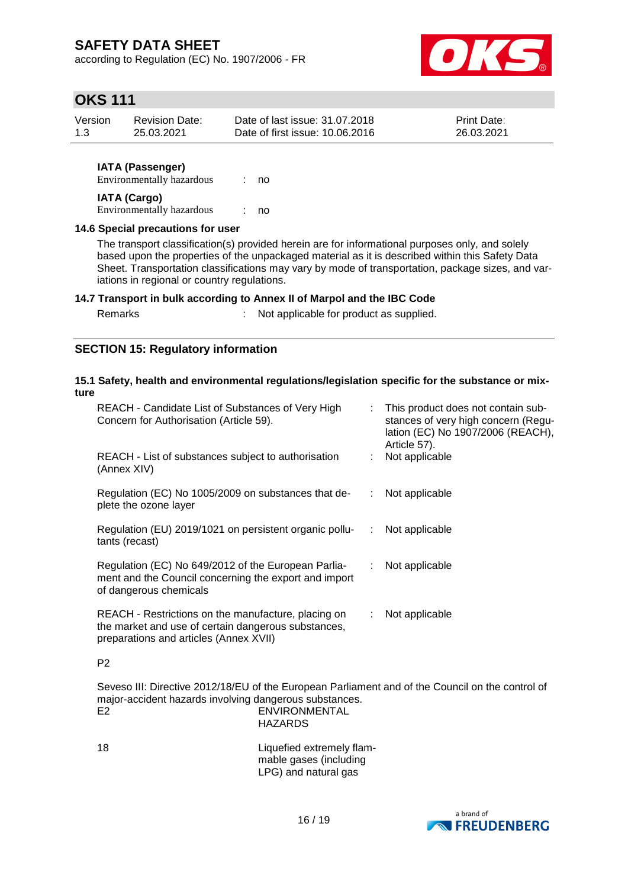**IATA (Passenger)**

Environmentally hazardous : no

**IATA (Cargo)**

Environmentally hazardous : no

### 14.6 Special precautions for user

The transport classification(s) provided herein are for informational purposes only, and solely based upon the properties of the unpackaged material as it is described within this Safety Data Sheet. Transportation classifications may vary by mode of transportation, package sizes, and variations in regional or country regulations.

### 14.7 Transport in bulk according to Annex II of Marpol and the IBC Code

Remarks : Not applicable for product as supplied.

## SECTION 15: Regulatory information

### 15.1 Safety, health and environmental regulations/legislation specific for the substance or mixture

| | |
|---|---|
| REACH - Candidate List of Substances of Very High Concern for Authorisation (Article 59). | : This product does not contain substances of very high concern (Regulation (EC) No 1907/2006 (REACH), Article 57). |
| REACH - List of substances subject to authorisation (Annex XIV) | : Not applicable |
| Regulation (EC) No 1005/2009 on substances that deplete the ozone layer | : Not applicable |
| Regulation (EU) 2019/1021 on persistent organic pollutants (recast) | : Not applicable |
| Regulation (EC) No 649/2012 of the European Parliament and the Council concerning the export and import of dangerous chemicals | : Not applicable |
| REACH - Restrictions on the manufacture, placing on the market and use of certain dangerous substances, preparations and articles (Annex XVII) | : Not applicable |

P2

Seveso III: Directive 2012/18/EU of the European Parliament and of the Council on the control of major-accident hazards involving dangerous substances.

| | |
|---|---|
| E2 | ENVIRONMENTAL HAZARDS |
| 18 | Liquefied extremely flammable gases (including LPG) and natural gas |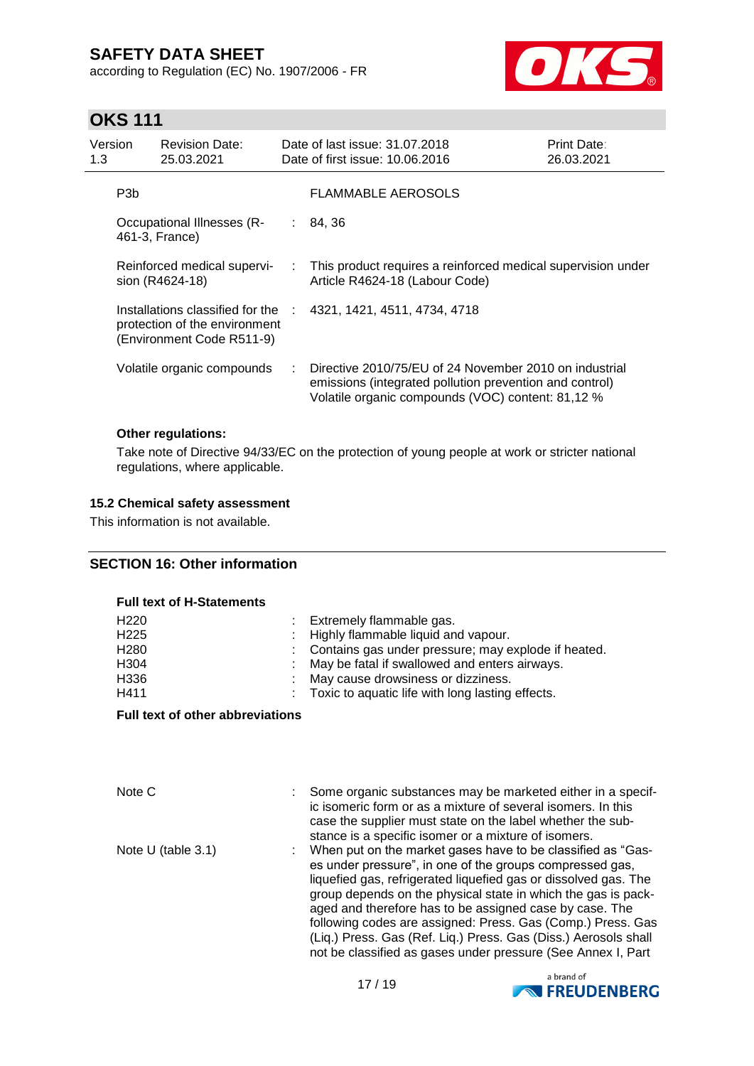| | | |
|---|---|---|
| P3b | | FLAMMABLE AEROSOLS |
| Occupational Illnesses (R-461-3, France) | : | 84, 36 |
| Reinforced medical supervision (R4624-18) | : | This product requires a reinforced medical supervision under Article R4624-18 (Labour Code) |
| Installations classified for the protection of the environment (Environment Code R511-9) | : | 4321, 1421, 4511, 4734, 4718 |
| Volatile organic compounds | : | Directive 2010/75/EU of 24 November 2010 on industrial emissions (integrated pollution prevention and control) Volatile organic compounds (VOC) content: 81,12 % |

**Other regulations:**

Take note of Directive 94/33/EC on the protection of young people at work or stricter national regulations, where applicable.

### 15.2 Chemical safety assessment

This information is not available.

## SECTION 16: Other information

**Full text of H-Statements**

| | | |
|---|---|---|
| H220 | : | Extremely flammable gas. |
| H225 | : | Highly flammable liquid and vapour. |
| H280 | : | Contains gas under pressure; may explode if heated. |
| H304 | : | May be fatal if swallowed and enters airways. |
| H336 | : | May cause drowsiness or dizziness. |
| H411 | : | Toxic to aquatic life with long lasting effects. |

**Full text of other abbreviations**

| | | |
|---|---|---|
| Note C | : | Some organic substances may be marketed either in a specific isomeric form or as a mixture of several isomers. In this case the supplier must state on the label whether the substance is a specific isomer or a mixture of isomers. |
| Note U (table 3.1) | : | When put on the market gases have to be classified as "Gases under pressure", in one of the groups compressed gas, liquefied gas, refrigerated liquefied gas or dissolved gas. The group depends on the physical state in which the gas is packaged and therefore has to be assigned case by case. The following codes are assigned: Press. Gas (Comp.) Press. Gas (Liq.) Press. Gas (Ref. Liq.) Press. Gas (Diss.) Aerosols shall not be classified as gases under pressure (See Annex I, Part |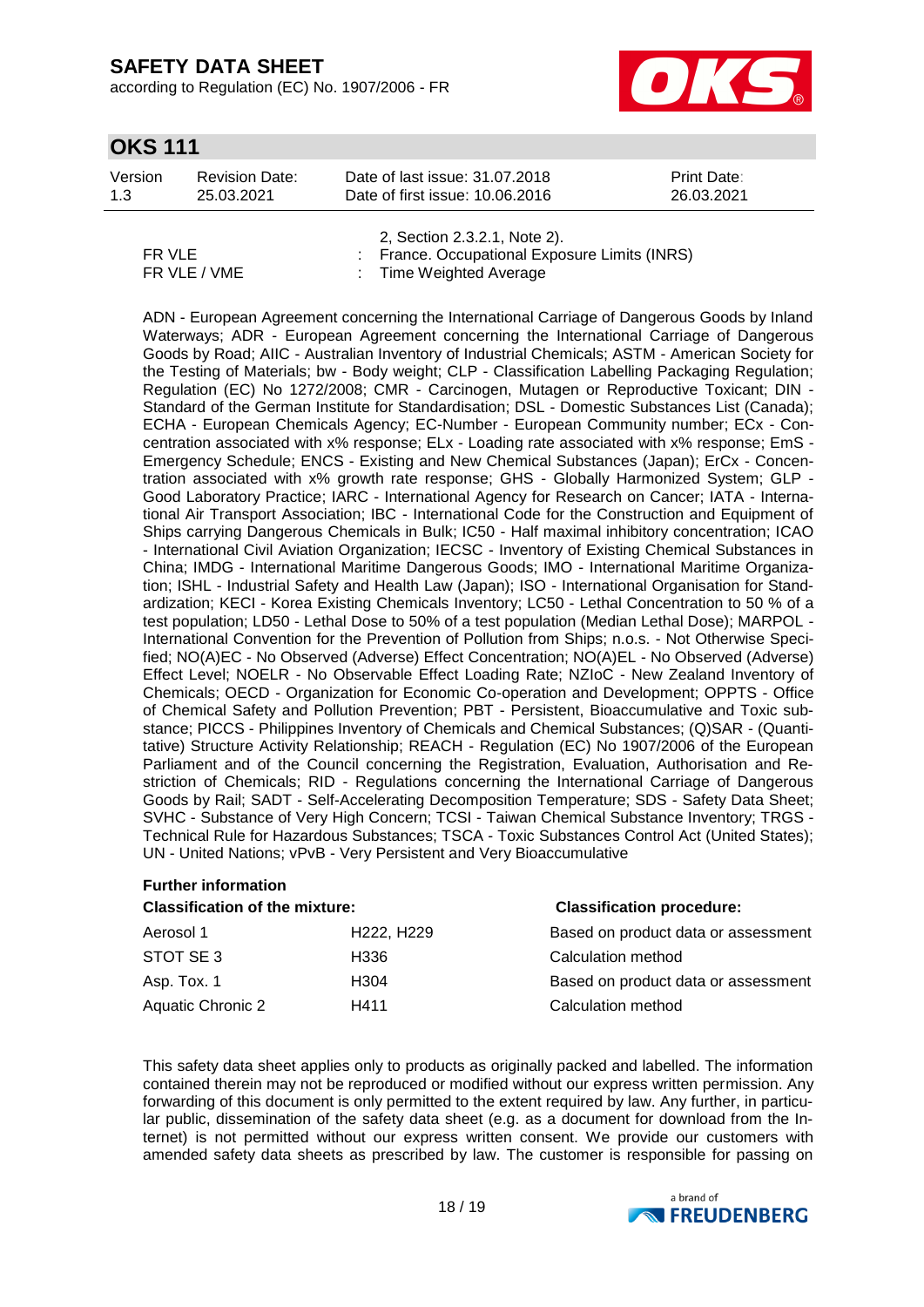2, Section 2.3.2.1, Note 2).

FR VLE : France. Occupational Exposure Limits (INRS)

FR VLE / VME : Time Weighted Average

ADN - European Agreement concerning the International Carriage of Dangerous Goods by Inland Waterways; ADR - European Agreement concerning the International Carriage of Dangerous Goods by Road; AIIC - Australian Inventory of Industrial Chemicals; ASTM - American Society for the Testing of Materials; bw - Body weight; CLP - Classification Labelling Packaging Regulation; Regulation (EC) No 1272/2008; CMR - Carcinogen, Mutagen or Reproductive Toxicant; DIN - Standard of the German Institute for Standardisation; DSL - Domestic Substances List (Canada); ECHA - European Chemicals Agency; EC-Number - European Community number; ECx - Concentration associated with x% response; ELx - Loading rate associated with x% response; EmS - Emergency Schedule; ENCS - Existing and New Chemical Substances (Japan); ErCx - Concentration associated with x% growth rate response; GHS - Globally Harmonized System; GLP - Good Laboratory Practice; IARC - International Agency for Research on Cancer; IATA - International Air Transport Association; IBC - International Code for the Construction and Equipment of Ships carrying Dangerous Chemicals in Bulk; IC50 - Half maximal inhibitory concentration; ICAO - International Civil Aviation Organization; IECSC - Inventory of Existing Chemical Substances in China; IMDG - International Maritime Dangerous Goods; IMO - International Maritime Organization; ISHL - Industrial Safety and Health Law (Japan); ISO - International Organisation for Standardization; KECI - Korea Existing Chemicals Inventory; LC50 - Lethal Concentration to 50 % of a test population; LD50 - Lethal Dose to 50% of a test population (Median Lethal Dose); MARPOL - International Convention for the Prevention of Pollution from Ships; n.o.s. - Not Otherwise Specified; NO(A)EC - No Observed (Adverse) Effect Concentration; NO(A)EL - No Observed (Adverse) Effect Level; NOELR - No Observable Effect Loading Rate; NZIoC - New Zealand Inventory of Chemicals; OECD - Organization for Economic Co-operation and Development; OPPTS - Office of Chemical Safety and Pollution Prevention; PBT - Persistent, Bioaccumulative and Toxic substance; PICCS - Philippines Inventory of Chemicals and Chemical Substances; (Q)SAR - (Quantitative) Structure Activity Relationship; REACH - Regulation (EC) No 1907/2006 of the European Parliament and of the Council concerning the Registration, Evaluation, Authorisation and Restriction of Chemicals; RID - Regulations concerning the International Carriage of Dangerous Goods by Rail; SADT - Self-Accelerating Decomposition Temperature; SDS - Safety Data Sheet; SVHC - Substance of Very High Concern; TCSI - Taiwan Chemical Substance Inventory; TRGS - Technical Rule for Hazardous Substances; TSCA - Toxic Substances Control Act (United States); UN - United Nations; vPvB - Very Persistent and Very Bioaccumulative

**Further information**

| Classification of the mixture: | | Classification procedure: |
|---|---|---|
| Aerosol 1 | H222, H229 | Based on product data or assessment |
| STOT SE 3 | H336 | Calculation method |
| Asp. Tox. 1 | H304 | Based on product data or assessment |
| Aquatic Chronic 2 | H411 | Calculation method |

This safety data sheet applies only to products as originally packed and labelled. The information contained therein may not be reproduced or modified without our express written permission. Any forwarding of this document is only permitted to the extent required by law. Any further, in particular public, dissemination of the safety data sheet (e.g. as a document for download from the Internet) is not permitted without our express written consent. We provide our customers with amended safety data sheets as prescribed by law. The customer is responsible for passing on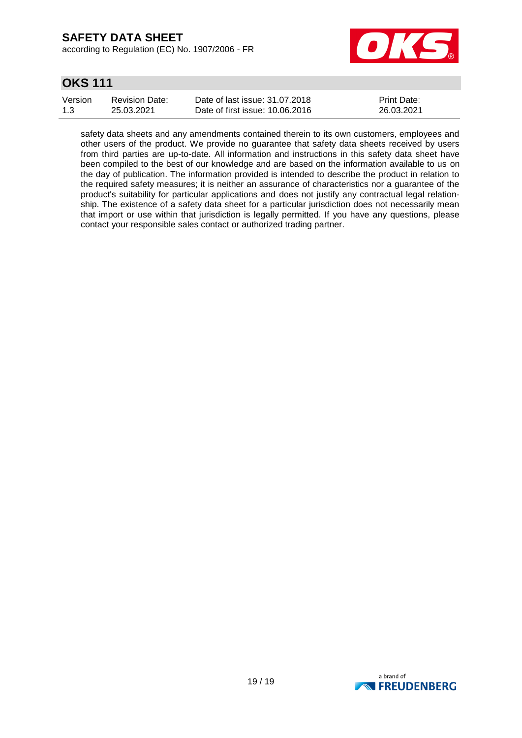safety data sheets and any amendments contained therein to its own customers, employees and other users of the product. We provide no guarantee that safety data sheets received by users from third parties are up-to-date. All information and instructions in this safety data sheet have been compiled to the best of our knowledge and are based on the information available to us on the day of publication. The information provided is intended to describe the product in relation to the required safety measures; it is neither an assurance of characteristics nor a guarantee of the product's suitability for particular applications and does not justify any contractual legal relationship. The existence of a safety data sheet for a particular jurisdiction does not necessarily mean that import or use within that jurisdiction is legally permitted. If you have any questions, please contact your responsible sales contact or authorized trading partner.